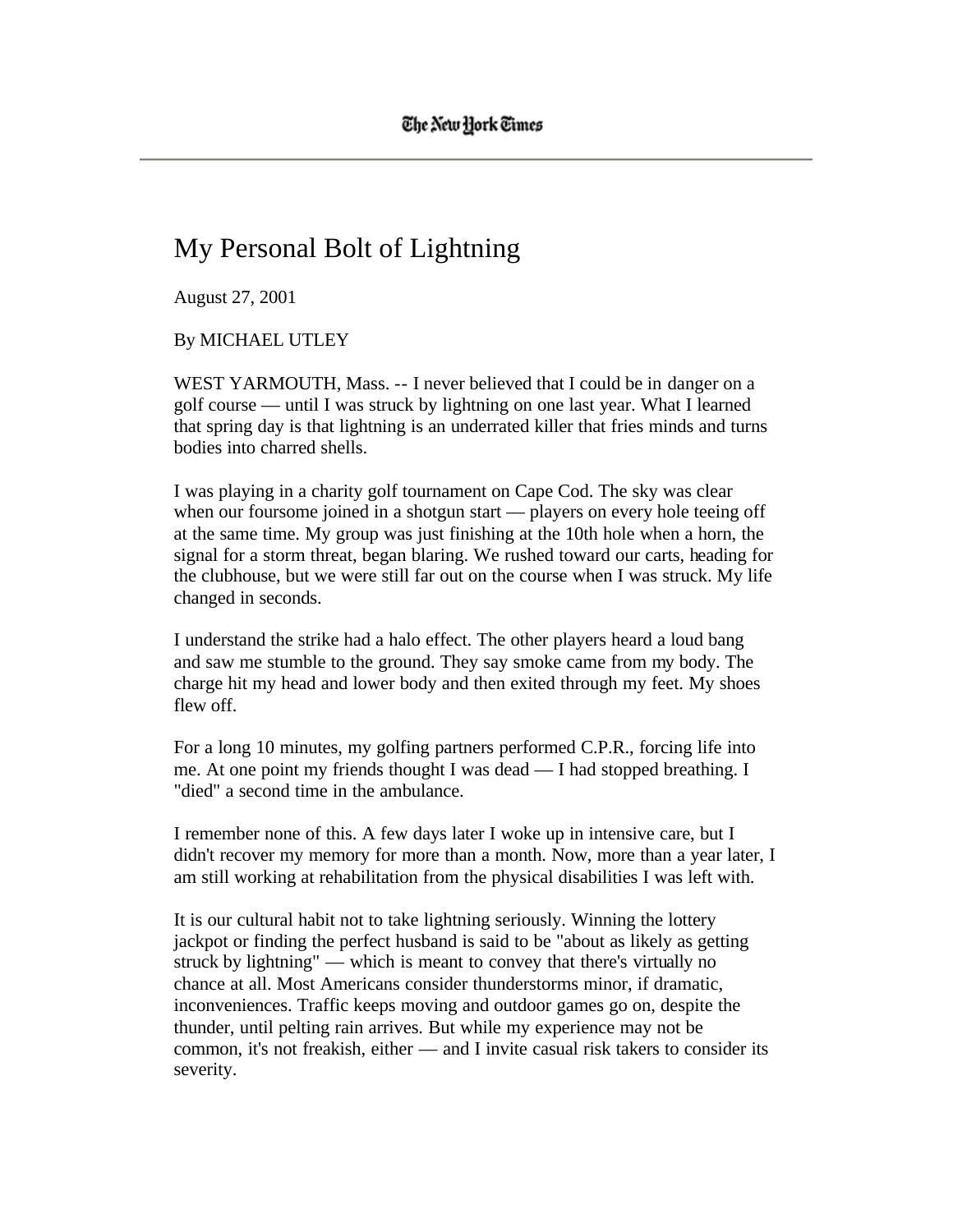# My Personal Bolt of Lightning

August 27, 2001

By MICHAEL UTLEY

WEST YARMOUTH, Mass. -- I never believed that I could be in danger on a golf course — until I was struck by lightning on one last year. What I learned that spring day is that lightning is an underrated killer that fries minds and turns bodies into charred shells.

I was playing in a charity golf tournament on Cape Cod. The sky was clear when our foursome joined in a shotgun start — players on every hole teeing off at the same time. My group was just finishing at the 10th hole when a horn, the signal for a storm threat, began blaring. We rushed toward our carts, heading for the clubhouse, but we were still far out on the course when I was struck. My life changed in seconds.

I understand the strike had a halo effect. The other players heard a loud bang and saw me stumble to the ground. They say smoke came from my body. The charge hit my head and lower body and then exited through my feet. My shoes flew off.

For a long 10 minutes, my golfing partners performed C.P.R., forcing life into me. At one point my friends thought I was dead — I had stopped breathing. I "died" a second time in the ambulance.

I remember none of this. A few days later I woke up in intensive care, but I didn't recover my memory for more than a month. Now, more than a year later, I am still working at rehabilitation from the physical disabilities I was left with.

It is our cultural habit not to take lightning seriously. Winning the lottery jackpot or finding the perfect husband is said to be "about as likely as getting struck by lightning" — which is meant to convey that there's virtually no chance at all. Most Americans consider thunderstorms minor, if dramatic, inconveniences. Traffic keeps moving and outdoor games go on, despite the thunder, until pelting rain arrives. But while my experience may not be common, it's not freakish, either — and I invite casual risk takers to consider its severity.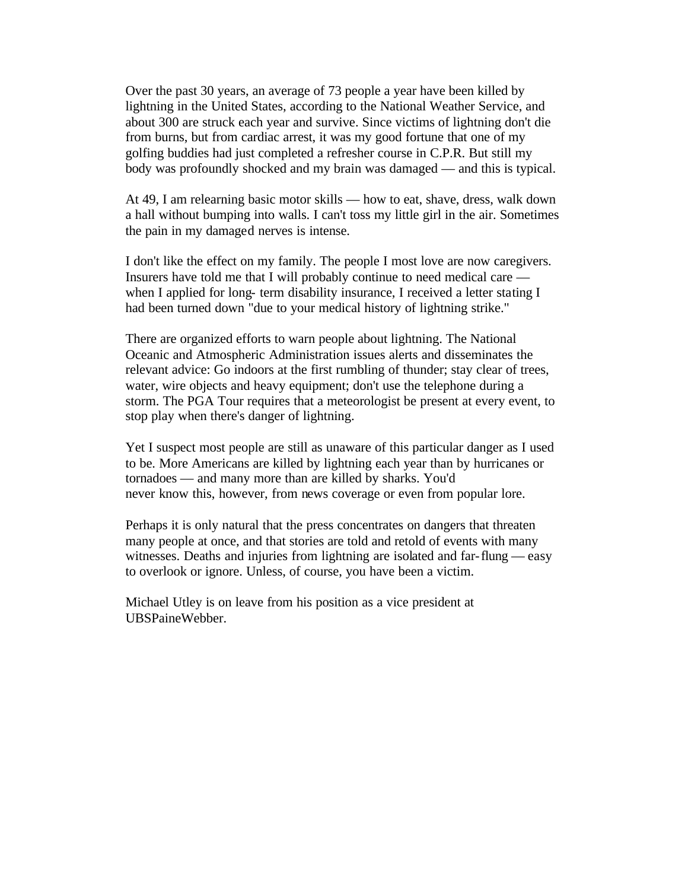Over the past 30 years, an average of 73 people a year have been killed by lightning in the United States, according to the National Weather Service, and about 300 are struck each year and survive. Since victims of lightning don't die from burns, but from cardiac arrest, it was my good fortune that one of my golfing buddies had just completed a refresher course in C.P.R. But still my body was profoundly shocked and my brain was damaged — and this is typical.

At 49, I am relearning basic motor skills — how to eat, shave, dress, walk down a hall without bumping into walls. I can't toss my little girl in the air. Sometimes the pain in my damaged nerves is intense.

I don't like the effect on my family. The people I most love are now caregivers. Insurers have told me that I will probably continue to need medical care — when I applied for long-term disability insurance, I received a letter stating I had been turned down "due to your medical history of lightning strike."

There are organized efforts to warn people about lightning. The National Oceanic and Atmospheric Administration issues alerts and disseminates the relevant advice: Go indoors at the first rumbling of thunder; stay clear of trees, water, wire objects and heavy equipment; don't use the telephone during a storm. The PGA Tour requires that a meteorologist be present at every event, to stop play when there's danger of lightning.

Yet I suspect most people are still as unaware of this particular danger as I used to be. More Americans are killed by lightning each year than by hurricanes or tornadoes — and many more than are killed by sharks. You'd never know this, however, from news coverage or even from popular lore.

Perhaps it is only natural that the press concentrates on dangers that threaten many people at once, and that stories are told and retold of events with many witnesses. Deaths and injuries from lightning are isolated and far-flung — easy to overlook or ignore. Unless, of course, you have been a victim.

Michael Utley is on leave from his position as a vice president at UBSPaineWebber.